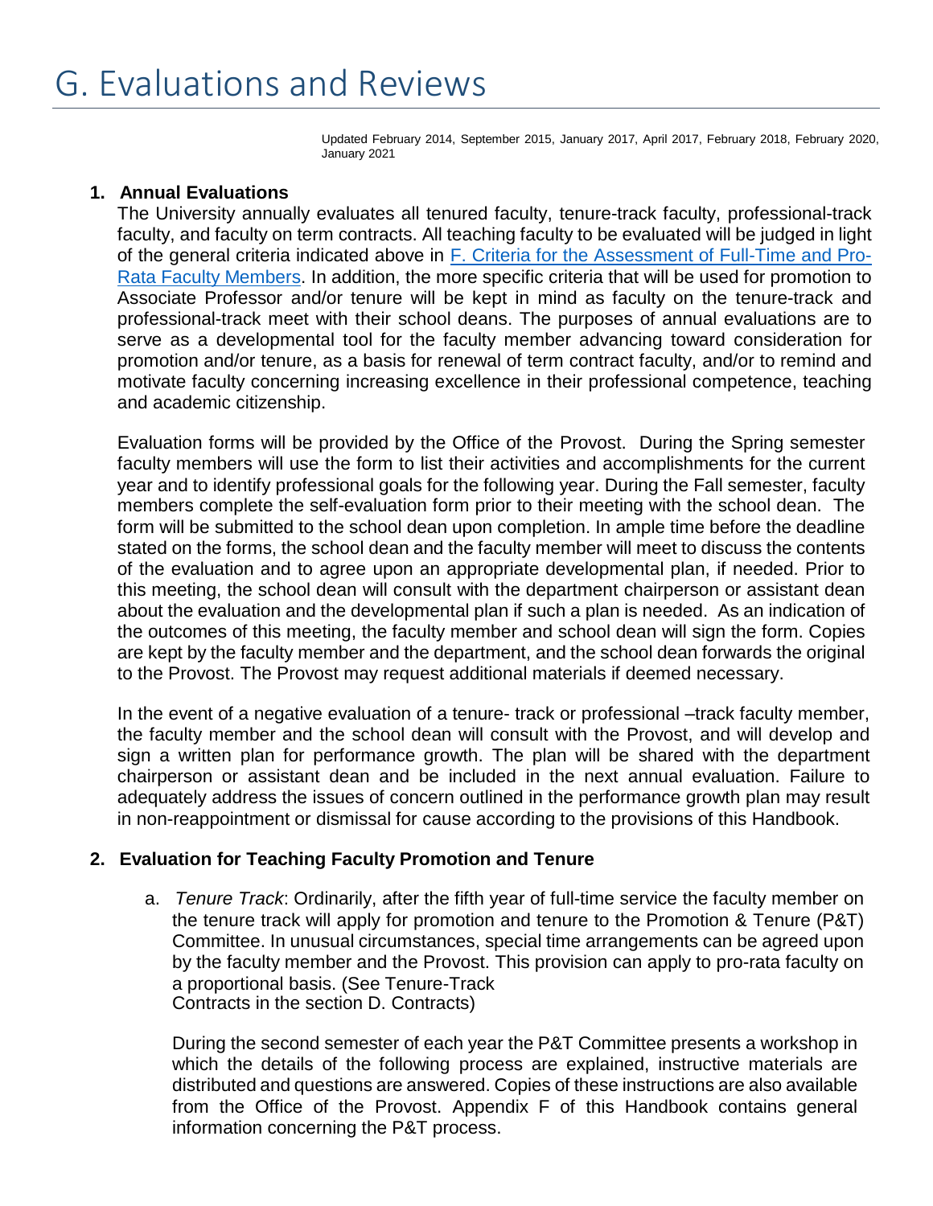# G. Evaluations and Reviews

Updated February 2014, September 2015, January 2017, April 2017, February 2018, February 2020, January 2021

**1. Annual Evaluations**

The University annually evaluates all tenured faculty, tenure-track faculty, professional-track faculty, and faculty on term contracts. All teaching faculty to be evaluated will be judged in light of the general criteria indicated above in F. Criteria for the Assessment of Full-Time and Pro-Rata Faculty Members. In addition, the more specific criteria that will be used for promotion to Associate Professor and/or tenure will be kept in mind as faculty on the tenure-track and professional-track meet with their school deans. The purposes of annual evaluations are to serve as a developmental tool for the faculty member advancing toward consideration for promotion and/or tenure, as a basis for renewal of term contract faculty, and/or to remind and motivate faculty concerning increasing excellence in their professional competence, teaching and academic citizenship.

Evaluation forms will be provided by the Office of the Provost. During the Spring semester faculty members will use the form to list their activities and accomplishments for the current year and to identify professional goals for the following year. During the Fall semester, faculty members complete the self-evaluation form prior to their meeting with the school dean. The form will be submitted to the school dean upon completion. In ample time before the deadline stated on the forms, the school dean and the faculty member will meet to discuss the contents of the evaluation and to agree upon an appropriate developmental plan, if needed. Prior to this meeting, the school dean will consult with the department chairperson or assistant dean about the evaluation and the developmental plan if such a plan is needed. As an indication of the outcomes of this meeting, the faculty member and school dean will sign the form. Copies are kept by the faculty member and the department, and the school dean forwards the original to the Provost. The Provost may request additional materials if deemed necessary.

In the event of a negative evaluation of a tenure- track or professional –track faculty member, the faculty member and the school dean will consult with the Provost, and will develop and sign a written plan for performance growth. The plan will be shared with the department chairperson or assistant dean and be included in the next annual evaluation. Failure to adequately address the issues of concern outlined in the performance growth plan may result in non-reappointment or dismissal for cause according to the provisions of this Handbook.

**2. Evaluation for Teaching Faculty Promotion and Tenure**

a. *Tenure Track*: Ordinarily, after the fifth year of full-time service the faculty member on the tenure track will apply for promotion and tenure to the Promotion & Tenure (P&T) Committee. In unusual circumstances, special time arrangements can be agreed upon by the faculty member and the Provost. This provision can apply to pro-rata faculty on a proportional basis. (See Tenure-Track Contracts in the section D. Contracts)

During the second semester of each year the P&T Committee presents a workshop in which the details of the following process are explained, instructive materials are distributed and questions are answered. Copies of these instructions are also available from the Office of the Provost. Appendix F of this Handbook contains general information concerning the P&T process.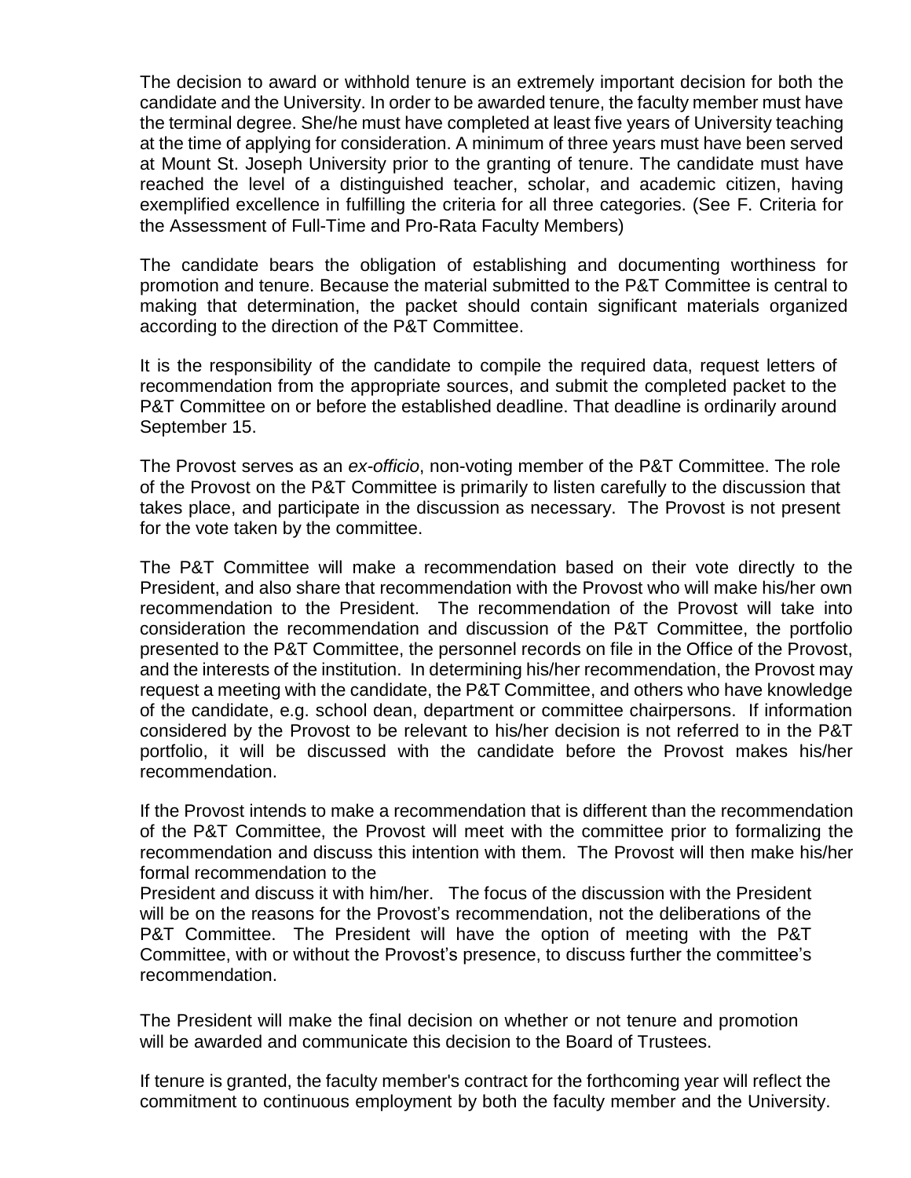The decision to award or withhold tenure is an extremely important decision for both the candidate and the University. In order to be awarded tenure, the faculty member must have the terminal degree. She/he must have completed at least five years of University teaching at the time of applying for consideration. A minimum of three years must have been served at Mount St. Joseph University prior to the granting of tenure. The candidate must have reached the level of a distinguished teacher, scholar, and academic citizen, having exemplified excellence in fulfilling the criteria for all three categories. (See F. Criteria for the Assessment of Full-Time and Pro-Rata Faculty Members)

The candidate bears the obligation of establishing and documenting worthiness for promotion and tenure. Because the material submitted to the P&T Committee is central to making that determination, the packet should contain significant materials organized according to the direction of the P&T Committee.

It is the responsibility of the candidate to compile the required data, request letters of recommendation from the appropriate sources, and submit the completed packet to the P&T Committee on or before the established deadline. That deadline is ordinarily around September 15.

The Provost serves as an *ex-officio*, non-voting member of the P&T Committee. The role of the Provost on the P&T Committee is primarily to listen carefully to the discussion that takes place, and participate in the discussion as necessary. The Provost is not present for the vote taken by the committee.

The P&T Committee will make a recommendation based on their vote directly to the President, and also share that recommendation with the Provost who will make his/her own recommendation to the President. The recommendation of the Provost will take into consideration the recommendation and discussion of the P&T Committee, the portfolio presented to the P&T Committee, the personnel records on file in the Office of the Provost, and the interests of the institution. In determining his/her recommendation, the Provost may request a meeting with the candidate, the P&T Committee, and others who have knowledge of the candidate, e.g. school dean, department or committee chairpersons. If information considered by the Provost to be relevant to his/her decision is not referred to in the P&T portfolio, it will be discussed with the candidate before the Provost makes his/her recommendation.

If the Provost intends to make a recommendation that is different than the recommendation of the P&T Committee, the Provost will meet with the committee prior to formalizing the recommendation and discuss this intention with them. The Provost will then make his/her formal recommendation to the President and discuss it with him/her. The focus of the discussion with the President will be on the reasons for the Provost's recommendation, not the deliberations of the P&T Committee. The President will have the option of meeting with the P&T Committee, with or without the Provost's presence, to discuss further the committee's recommendation.

The President will make the final decision on whether or not tenure and promotion will be awarded and communicate this decision to the Board of Trustees.

If tenure is granted, the faculty member's contract for the forthcoming year will reflect the commitment to continuous employment by both the faculty member and the University.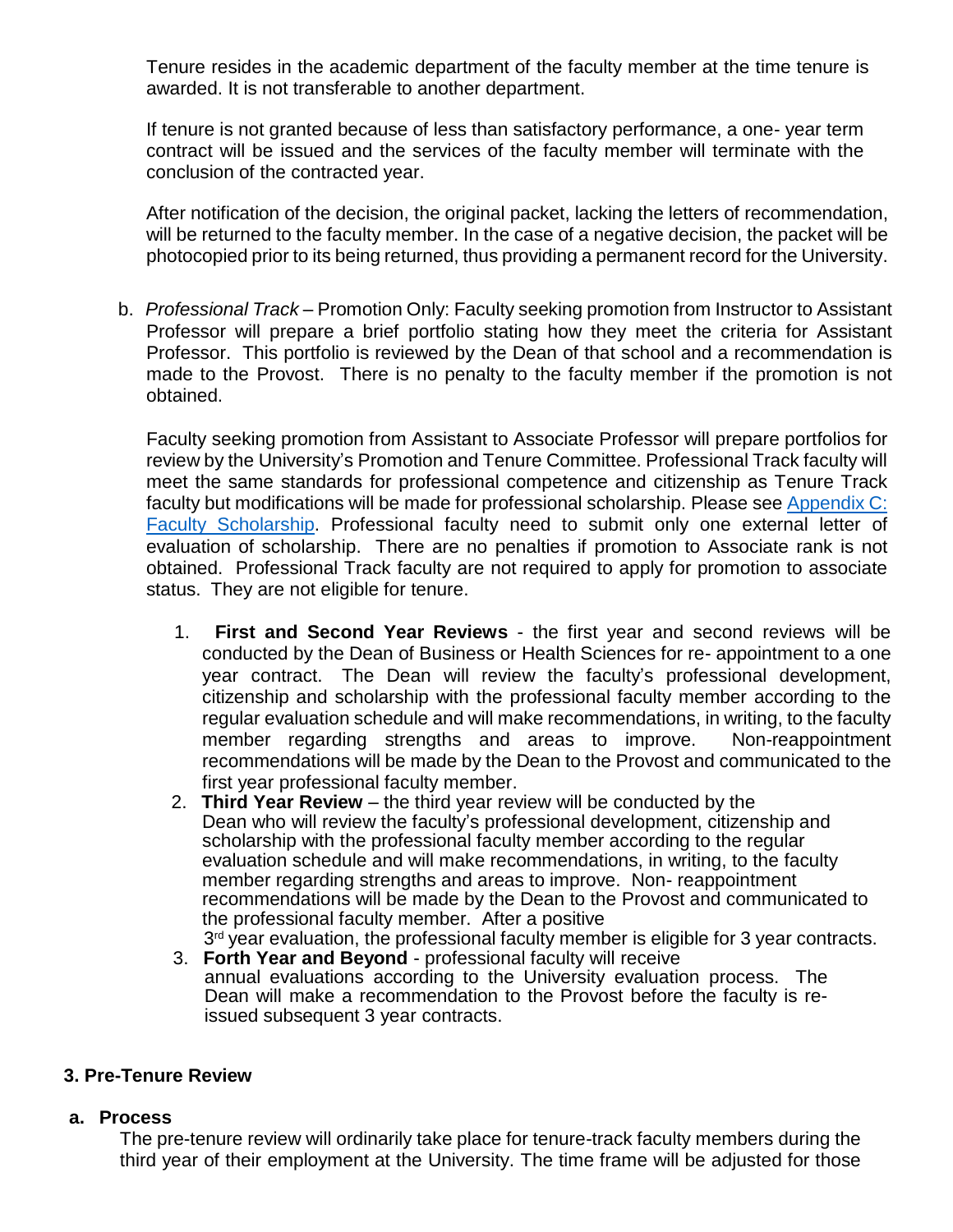Tenure resides in the academic department of the faculty member at the time tenure is awarded. It is not transferable to another department.

If tenure is not granted because of less than satisfactory performance, a one- year term contract will be issued and the services of the faculty member will terminate with the conclusion of the contracted year.

After notification of the decision, the original packet, lacking the letters of recommendation, will be returned to the faculty member. In the case of a negative decision, the packet will be photocopied prior to its being returned, thus providing a permanent record for the University.

b. *Professional Track* – Promotion Only: Faculty seeking promotion from Instructor to Assistant Professor will prepare a brief portfolio stating how they meet the criteria for Assistant Professor. This portfolio is reviewed by the Dean of that school and a recommendation is made to the Provost. There is no penalty to the faculty member if the promotion is not obtained.

Faculty seeking promotion from Assistant to Associate Professor will prepare portfolios for review by the University's Promotion and Tenure Committee. Professional Track faculty will meet the same standards for professional competence and citizenship as Tenure Track faculty but modifications will be made for professional scholarship. Please see [Appendix C: Faculty Scholarship](). Professional faculty need to submit only one external letter of evaluation of scholarship. There are no penalties if promotion to Associate rank is not obtained. Professional Track faculty are not required to apply for promotion to associate status. They are not eligible for tenure.

1. **First and Second Year Reviews** - the first year and second reviews will be conducted by the Dean of Business or Health Sciences for re- appointment to a one year contract. The Dean will review the faculty's professional development, citizenship and scholarship with the professional faculty member according to the regular evaluation schedule and will make recommendations, in writing, to the faculty member regarding strengths and areas to improve. Non-reappointment recommendations will be made by the Dean to the Provost and communicated to the first year professional faculty member.
2. **Third Year Review** – the third year review will be conducted by the Dean who will review the faculty's professional development, citizenship and scholarship with the professional faculty member according to the regular evaluation schedule and will make recommendations, in writing, to the faculty member regarding strengths and areas to improve. Non- reappointment recommendations will be made by the Dean to the Provost and communicated to the professional faculty member. After a positive 3rd year evaluation, the professional faculty member is eligible for 3 year contracts.
3. **Forth Year and Beyond** - professional faculty will receive annual evaluations according to the University evaluation process. The Dean will make a recommendation to the Provost before the faculty is re-issued subsequent 3 year contracts.

### 3. Pre-Tenure Review

#### a. Process

The pre-tenure review will ordinarily take place for tenure-track faculty members during the third year of their employment at the University. The time frame will be adjusted for those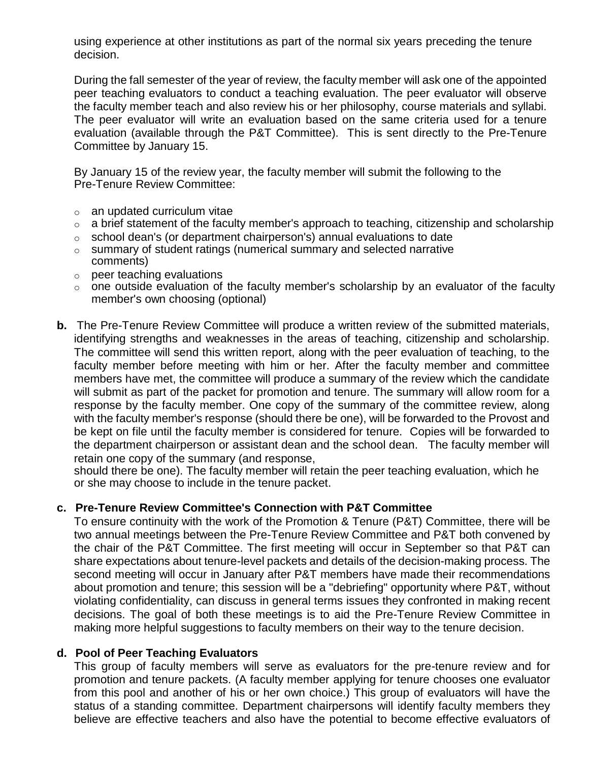using experience at other institutions as part of the normal six years preceding the tenure decision.

During the fall semester of the year of review, the faculty member will ask one of the appointed peer teaching evaluators to conduct a teaching evaluation. The peer evaluator will observe the faculty member teach and also review his or her philosophy, course materials and syllabi. The peer evaluator will write an evaluation based on the same criteria used for a tenure evaluation (available through the P&T Committee). This is sent directly to the Pre-Tenure Committee by January 15.

By January 15 of the review year, the faculty member will submit the following to the Pre-Tenure Review Committee:

- an updated curriculum vitae
- a brief statement of the faculty member's approach to teaching, citizenship and scholarship
- school dean's (or department chairperson's) annual evaluations to date
- summary of student ratings (numerical summary and selected narrative comments)
- peer teaching evaluations
- one outside evaluation of the faculty member's scholarship by an evaluator of the faculty member's own choosing (optional)

**b.** The Pre-Tenure Review Committee will produce a written review of the submitted materials, identifying strengths and weaknesses in the areas of teaching, citizenship and scholarship. The committee will send this written report, along with the peer evaluation of teaching, to the faculty member before meeting with him or her. After the faculty member and committee members have met, the committee will produce a summary of the review which the candidate will submit as part of the packet for promotion and tenure. The summary will allow room for a response by the faculty member. One copy of the summary of the committee review, along with the faculty member's response (should there be one), will be forwarded to the Provost and be kept on file until the faculty member is considered for tenure. Copies will be forwarded to the department chairperson or assistant dean and the school dean. The faculty member will retain one copy of the summary (and response, should there be one). The faculty member will retain the peer teaching evaluation, which he or she may choose to include in the tenure packet.

**c. Pre-Tenure Review Committee's Connection with P&T Committee**

To ensure continuity with the work of the Promotion & Tenure (P&T) Committee, there will be two annual meetings between the Pre-Tenure Review Committee and P&T both convened by the chair of the P&T Committee. The first meeting will occur in September so that P&T can share expectations about tenure-level packets and details of the decision-making process. The second meeting will occur in January after P&T members have made their recommendations about promotion and tenure; this session will be a "debriefing" opportunity where P&T, without violating confidentiality, can discuss in general terms issues they confronted in making recent decisions. The goal of both these meetings is to aid the Pre-Tenure Review Committee in making more helpful suggestions to faculty members on their way to the tenure decision.

**d. Pool of Peer Teaching Evaluators**

This group of faculty members will serve as evaluators for the pre-tenure review and for promotion and tenure packets. (A faculty member applying for tenure chooses one evaluator from this pool and another of his or her own choice.) This group of evaluators will have the status of a standing committee. Department chairpersons will identify faculty members they believe are effective teachers and also have the potential to become effective evaluators of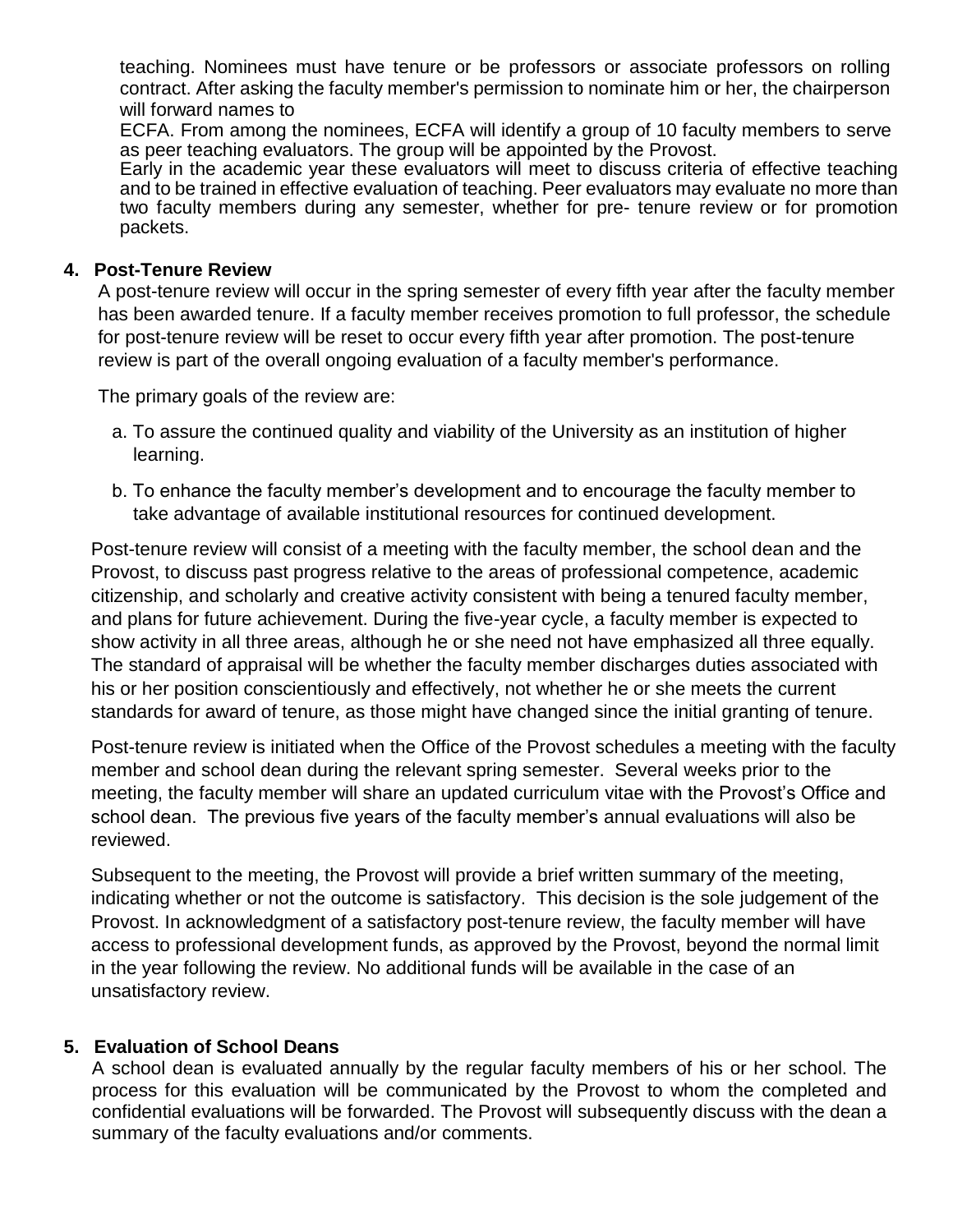teaching. Nominees must have tenure or be professors or associate professors on rolling contract. After asking the faculty member's permission to nominate him or her, the chairperson will forward names to
ECFA. From among the nominees, ECFA will identify a group of 10 faculty members to serve as peer teaching evaluators. The group will be appointed by the Provost.
Early in the academic year these evaluators will meet to discuss criteria of effective teaching and to be trained in effective evaluation of teaching. Peer evaluators may evaluate no more than two faculty members during any semester, whether for pre- tenure review or for promotion packets.

### 4. Post-Tenure Review

A post-tenure review will occur in the spring semester of every fifth year after the faculty member has been awarded tenure. If a faculty member receives promotion to full professor, the schedule for post-tenure review will be reset to occur every fifth year after promotion. The post-tenure review is part of the overall ongoing evaluation of a faculty member's performance.

The primary goals of the review are:

a. To assure the continued quality and viability of the University as an institution of higher learning.

b. To enhance the faculty member's development and to encourage the faculty member to take advantage of available institutional resources for continued development.

Post-tenure review will consist of a meeting with the faculty member, the school dean and the Provost, to discuss past progress relative to the areas of professional competence, academic citizenship, and scholarly and creative activity consistent with being a tenured faculty member, and plans for future achievement. During the five-year cycle, a faculty member is expected to show activity in all three areas, although he or she need not have emphasized all three equally. The standard of appraisal will be whether the faculty member discharges duties associated with his or her position conscientiously and effectively, not whether he or she meets the current standards for award of tenure, as those might have changed since the initial granting of tenure.

Post-tenure review is initiated when the Office of the Provost schedules a meeting with the faculty member and school dean during the relevant spring semester. Several weeks prior to the meeting, the faculty member will share an updated curriculum vitae with the Provost's Office and school dean. The previous five years of the faculty member's annual evaluations will also be reviewed.

Subsequent to the meeting, the Provost will provide a brief written summary of the meeting, indicating whether or not the outcome is satisfactory. This decision is the sole judgement of the Provost. In acknowledgment of a satisfactory post-tenure review, the faculty member will have access to professional development funds, as approved by the Provost, beyond the normal limit in the year following the review. No additional funds will be available in the case of an unsatisfactory review.

### 5. Evaluation of School Deans

A school dean is evaluated annually by the regular faculty members of his or her school. The process for this evaluation will be communicated by the Provost to whom the completed and confidential evaluations will be forwarded. The Provost will subsequently discuss with the dean a summary of the faculty evaluations and/or comments.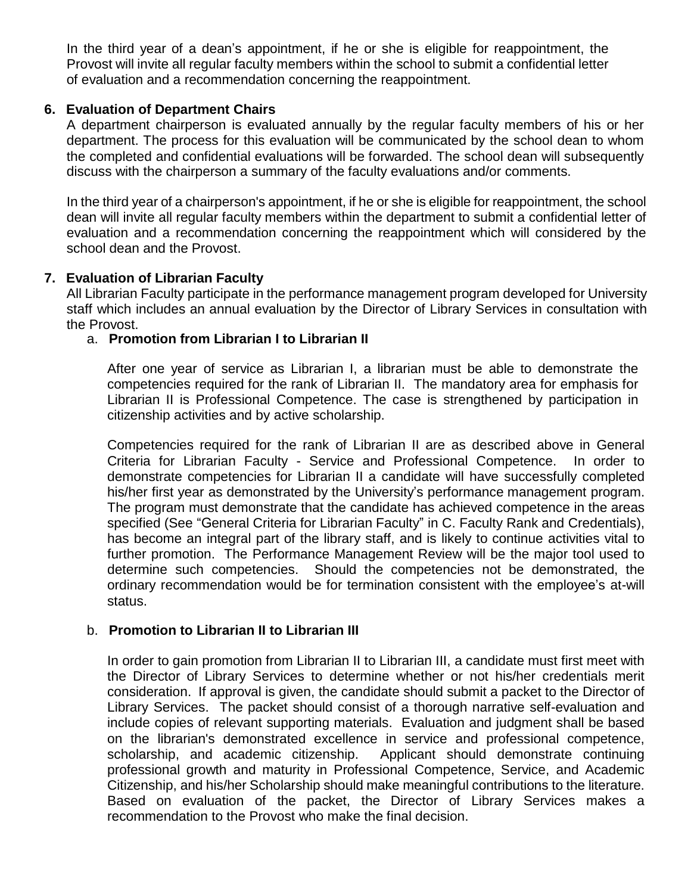In the third year of a dean's appointment, if he or she is eligible for reappointment, the Provost will invite all regular faculty members within the school to submit a confidential letter of evaluation and a recommendation concerning the reappointment.

**6. Evaluation of Department Chairs**

A department chairperson is evaluated annually by the regular faculty members of his or her department. The process for this evaluation will be communicated by the school dean to whom the completed and confidential evaluations will be forwarded. The school dean will subsequently discuss with the chairperson a summary of the faculty evaluations and/or comments.

In the third year of a chairperson's appointment, if he or she is eligible for reappointment, the school dean will invite all regular faculty members within the department to submit a confidential letter of evaluation and a recommendation concerning the reappointment which will considered by the school dean and the Provost.

**7. Evaluation of Librarian Faculty**

All Librarian Faculty participate in the performance management program developed for University staff which includes an annual evaluation by the Director of Library Services in consultation with the Provost.

a. **Promotion from Librarian I to Librarian II**

After one year of service as Librarian I, a librarian must be able to demonstrate the competencies required for the rank of Librarian II. The mandatory area for emphasis for Librarian II is Professional Competence. The case is strengthened by participation in citizenship activities and by active scholarship.

Competencies required for the rank of Librarian II are as described above in General Criteria for Librarian Faculty - Service and Professional Competence. In order to demonstrate competencies for Librarian II a candidate will have successfully completed his/her first year as demonstrated by the University's performance management program. The program must demonstrate that the candidate has achieved competence in the areas specified (See "General Criteria for Librarian Faculty" in C. Faculty Rank and Credentials), has become an integral part of the library staff, and is likely to continue activities vital to further promotion. The Performance Management Review will be the major tool used to determine such competencies. Should the competencies not be demonstrated, the ordinary recommendation would be for termination consistent with the employee's at-will status.

b. **Promotion to Librarian II to Librarian III**

In order to gain promotion from Librarian II to Librarian III, a candidate must first meet with the Director of Library Services to determine whether or not his/her credentials merit consideration. If approval is given, the candidate should submit a packet to the Director of Library Services. The packet should consist of a thorough narrative self-evaluation and include copies of relevant supporting materials. Evaluation and judgment shall be based on the librarian's demonstrated excellence in service and professional competence, scholarship, and academic citizenship. Applicant should demonstrate continuing professional growth and maturity in Professional Competence, Service, and Academic Citizenship, and his/her Scholarship should make meaningful contributions to the literature. Based on evaluation of the packet, the Director of Library Services makes a recommendation to the Provost who make the final decision.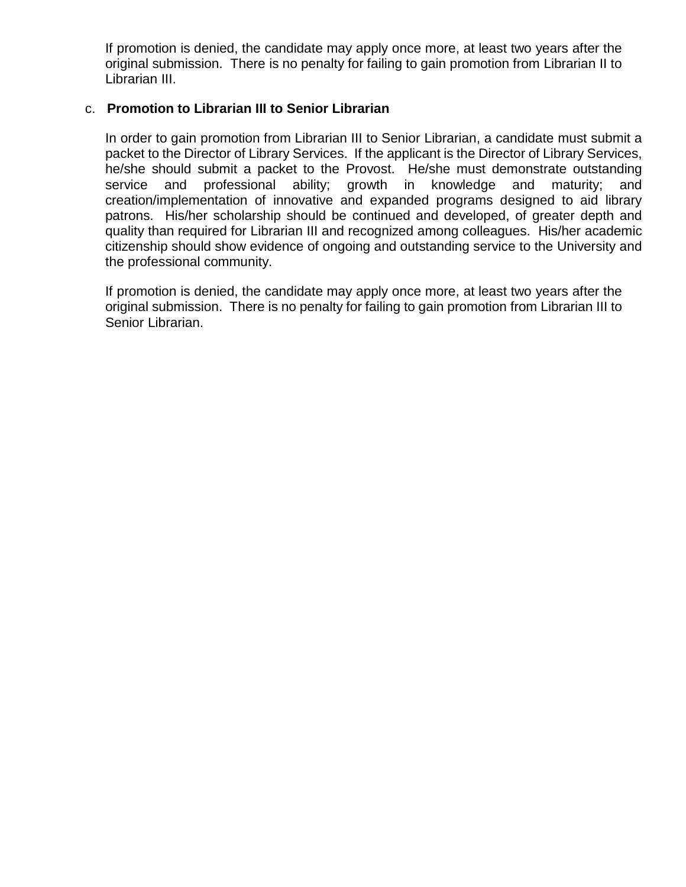If promotion is denied, the candidate may apply once more, at least two years after the original submission. There is no penalty for failing to gain promotion from Librarian II to Librarian III.

c. **Promotion to Librarian III to Senior Librarian**

In order to gain promotion from Librarian III to Senior Librarian, a candidate must submit a packet to the Director of Library Services. If the applicant is the Director of Library Services, he/she should submit a packet to the Provost. He/she must demonstrate outstanding service and professional ability; growth in knowledge and maturity; and creation/implementation of innovative and expanded programs designed to aid library patrons. His/her scholarship should be continued and developed, of greater depth and quality than required for Librarian III and recognized among colleagues. His/her academic citizenship should show evidence of ongoing and outstanding service to the University and the professional community.

If promotion is denied, the candidate may apply once more, at least two years after the original submission. There is no penalty for failing to gain promotion from Librarian III to Senior Librarian.